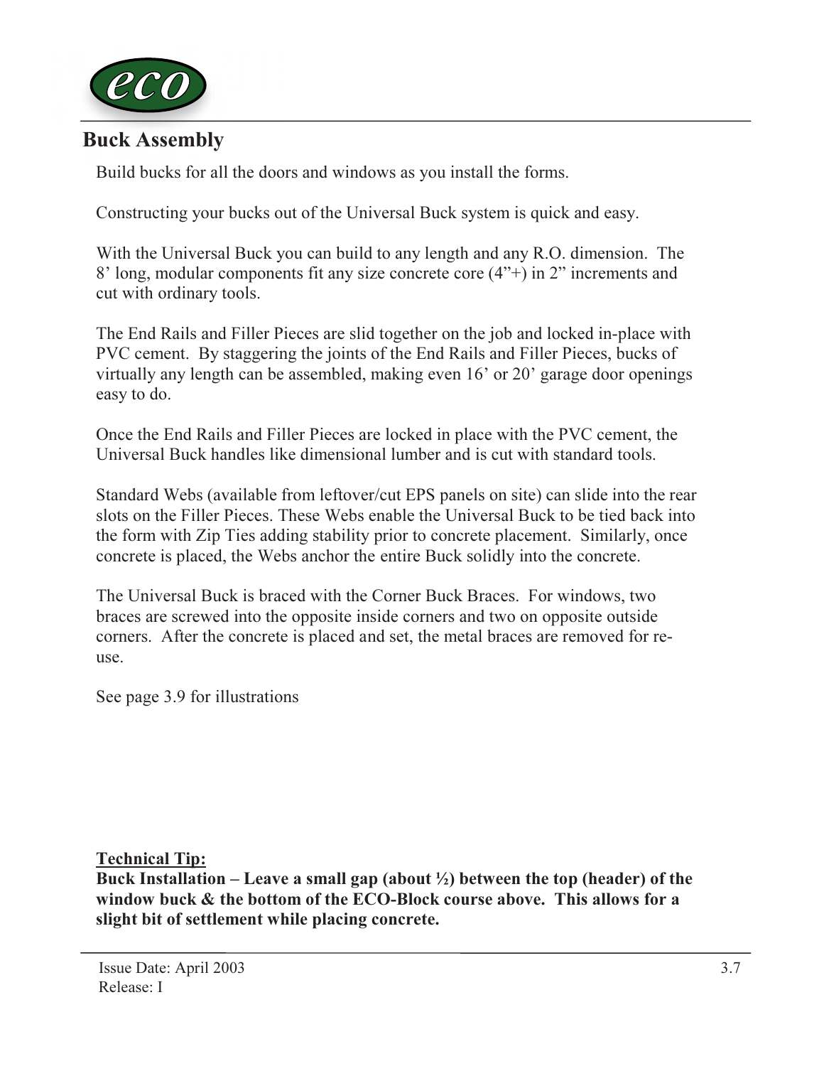# Buck Assembly

Build bucks for all the doors and windows as you install the forms.

Constructing your bucks out of the Universal Buck system is quick and easy.

With the Universal Buck you can build to any length and any R.O. dimension. The 8' long, modular components fit any size concrete core (4"+) in 2" increments and cut with ordinary tools.

The End Rails and Filler Pieces are slid together on the job and locked in-place with PVC cement. By staggering the joints of the End Rails and Filler Pieces, bucks of virtually any length can be assembled, making even 16' or 20' garage door openings easy to do.

Once the End Rails and Filler Pieces are locked in place with the PVC cement, the Universal Buck handles like dimensional lumber and is cut with standard tools.

Standard Webs (available from leftover/cut EPS panels on site) can slide into the rear slots on the Filler Pieces. These Webs enable the Universal Buck to be tied back into the form with Zip Ties adding stability prior to concrete placement. Similarly, once concrete is placed, the Webs anchor the entire Buck solidly into the concrete.

The Universal Buck is braced with the Corner Buck Braces. For windows, two braces are screwed into the opposite inside corners and two on opposite outside corners. After the concrete is placed and set, the metal braces are removed for re-use.

See page 3.9 for illustrations

__Technical Tip:__
**Buck Installation – Leave a small gap (about ½) between the top (header) of the window buck & the bottom of the ECO-Block course above. This allows for a slight bit of settlement while placing concrete.**

Issue Date: April 2003
Release: I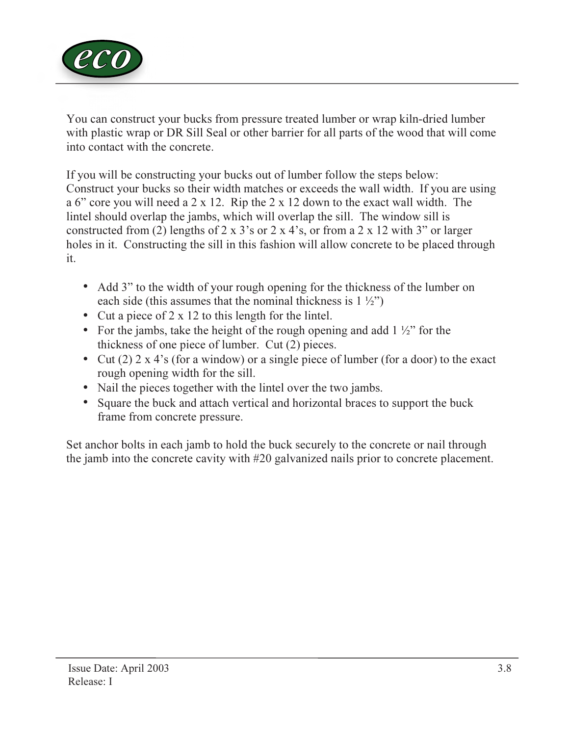You can construct your bucks from pressure treated lumber or wrap kiln-dried lumber with plastic wrap or DR Sill Seal or other barrier for all parts of the wood that will come into contact with the concrete.

If you will be constructing your bucks out of lumber follow the steps below: Construct your bucks so their width matches or exceeds the wall width. If you are using a 6" core you will need a 2 x 12. Rip the 2 x 12 down to the exact wall width. The lintel should overlap the jambs, which will overlap the sill. The window sill is constructed from (2) lengths of 2 x 3's or 2 x 4's, or from a 2 x 12 with 3" or larger holes in it. Constructing the sill in this fashion will allow concrete to be placed through it.

- Add 3" to the width of your rough opening for the thickness of the lumber on each side (this assumes that the nominal thickness is 1 ½")
- Cut a piece of 2 x 12 to this length for the lintel.
- For the jambs, take the height of the rough opening and add 1 ½" for the thickness of one piece of lumber. Cut (2) pieces.
- Cut (2) 2 x 4's (for a window) or a single piece of lumber (for a door) to the exact rough opening width for the sill.
- Nail the pieces together with the lintel over the two jambs.
- Square the buck and attach vertical and horizontal braces to support the buck frame from concrete pressure.

Set anchor bolts in each jamb to hold the buck securely to the concrete or nail through the jamb into the concrete cavity with #20 galvanized nails prior to concrete placement.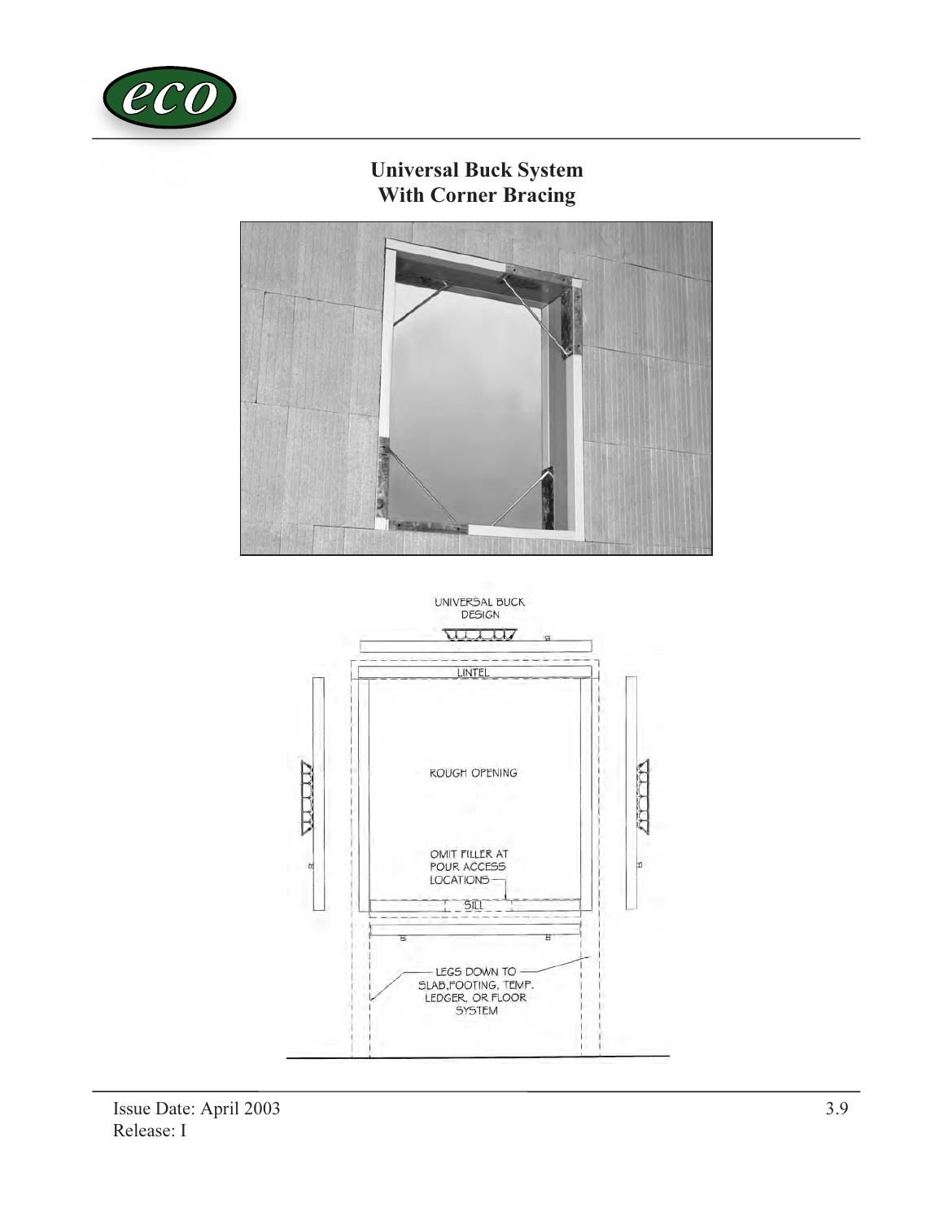# Universal Buck System With Corner Bracing

UNIVERSAL BUCK DESIGN

LINTEL

ROUGH OPENING

OMIT FILLER AT POUR ACCESS LOCATIONS

SILL

LEGS DOWN TO SLAB, FOOTING, TEMP. LEDGER, OR FLOOR SYSTEM

Issue Date: April 2003
Release: I